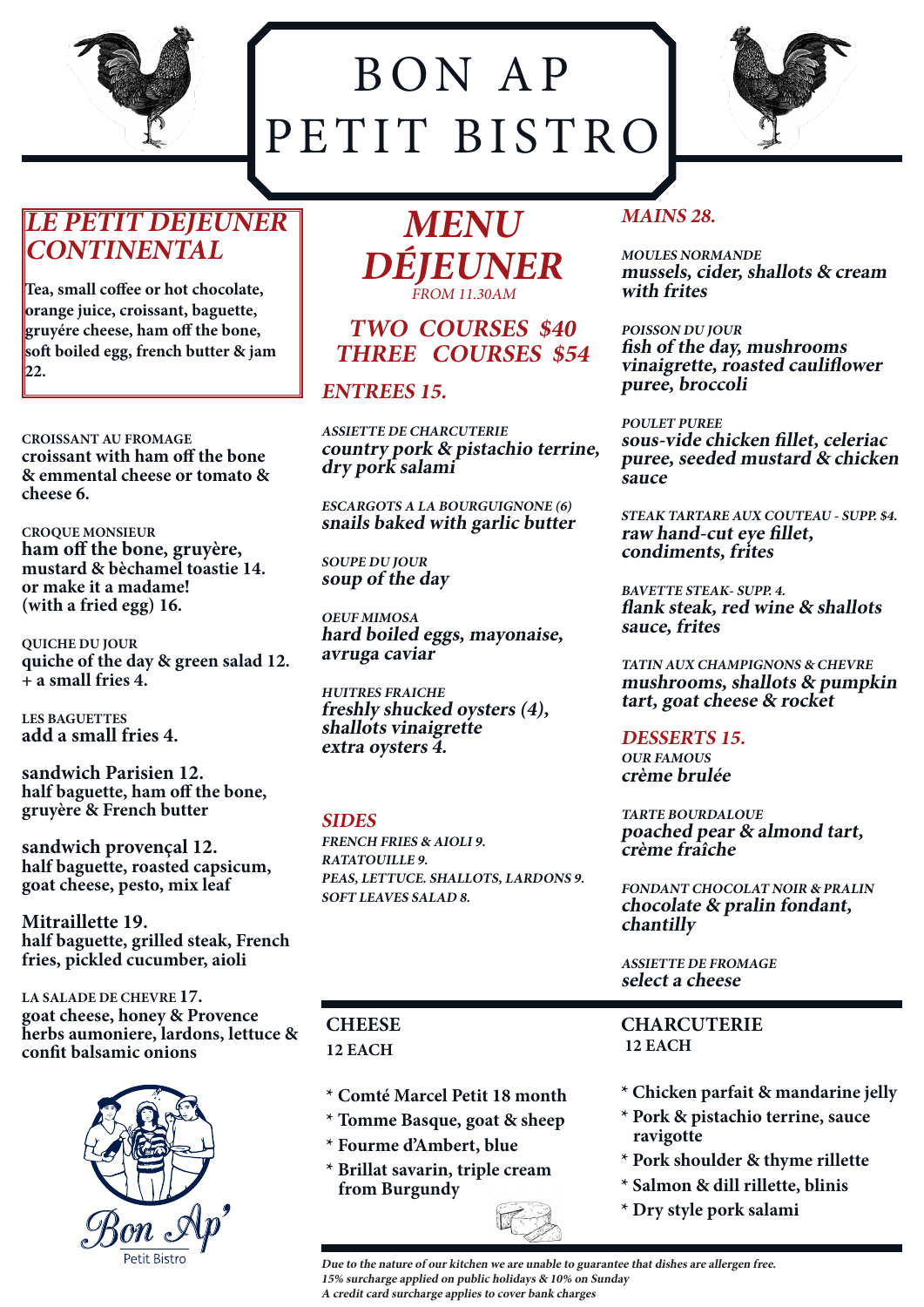# BON AP PETIT BISTRO

## LE PETIT DEJEUNER CONTINENTAL

**Tea, small coffee or hot chocolate, orange juice, croissant, baguette, gruyére cheese, ham off the bone, soft boiled egg, french butter & jam 22.**

**CROISSANT AU FROMAGE**
**croissant with ham off the bone & emmental cheese or tomato & cheese 6.**

**CROQUE MONSIEUR**
**ham off the bone, gruyère, mustard & bèchamel toastie 14. or make it a madame! (with a fried egg) 16.**

**QUICHE DU JOUR**
**quiche of the day & green salad 12. + a small fries 4.**

**LES BAGUETTES**
**add a small fries 4.**

**sandwich Parisien 12.**
**half baguette, ham off the bone, gruyère & French butter**

**sandwich provençal 12.**
**half baguette, roasted capsicum, goat cheese, pesto, mix leaf**

**Mitraillette 19.**
**half baguette, grilled steak, French fries, pickled cucumber, aioli**

**LA SALADE DE CHEVRE 17.**
**goat cheese, honey & Provence herbs aumoniere, lardons, lettuce & confit balsamic onions**

Bon Ap'
Petit Bistro

## *MENU DÉJEUNER*

*FROM 11.30AM*

### *TWO COURSES $40*
### *THREE COURSES $54*

### *ENTREES 15.*

*ASSIETTE DE CHARCUTERIE*
***country pork & pistachio terrine, dry pork salami***

*ESCARGOTS A LA BOURGUIGNONE (6)*
***snails baked with garlic butter***

*SOUPE DU JOUR*
***soup of the day***

*OEUF MIMOSA*
***hard boiled eggs, mayonaise, avruga caviar***

*HUITRES FRAICHE*
***freshly shucked oysters (4), shallots vinaigrette***
***extra oysters 4.***

### *SIDES*

*FRENCH FRIES & AIOLI 9.*
*RATATOUILLE 9.*
*PEAS, LETTUCE. SHALLOTS, LARDONS 9.*
*SOFT LEAVES SALAD 8.*

### *MAINS 28.*

*MOULES NORMANDE*
***mussels, cider, shallots & cream with frites***

*POISSON DU JOUR*
***fish of the day, mushrooms vinaigrette, roasted cauliflower puree, broccoli***

*POULET PUREE*
***sous-vide chicken fillet, celeriac puree, seeded mustard & chicken sauce***

*STEAK TARTARE AUX COUTEAU - SUPP. $4.*
***raw hand-cut eye fillet, condiments, frites***

*BAVETTE STEAK- SUPP. 4.*
***flank steak, red wine & shallots sauce, frites***

*TATIN AUX CHAMPIGNONS & CHEVRE*
***mushrooms, shallots & pumpkin tart, goat cheese & rocket***

### *DESSERTS 15.*

*OUR FAMOUS*
***crème brulée***

*TARTE BOURDALOUE*
***poached pear & almond tart, crème fraîche***

*FONDANT CHOCOLAT NOIR & PRALIN*
***chocolate & pralin fondant, chantilly***

*ASSIETTE DE FROMAGE*
***select a cheese***

### CHEESE
**12 EACH**

- **Comté Marcel Petit 18 month**
- **Tomme Basque, goat & sheep**
- **Fourme d'Ambert, blue**
- **Brillat savarin, triple cream from Burgundy**

### CHARCUTERIE
**12 EACH**

- **Chicken parfait & mandarine jelly**
- **Pork & pistachio terrine, sauce ravigotte**
- **Pork shoulder & thyme rillette**
- **Salmon & dill rillette, blinis**
- **Dry style pork salami**

***Due to the nature of our kitchen we are unable to guarantee that dishes are allergen free.***
***15% surcharge applied on public holidays & 10% on Sunday***
***A credit card surcharge applies to cover bank charges***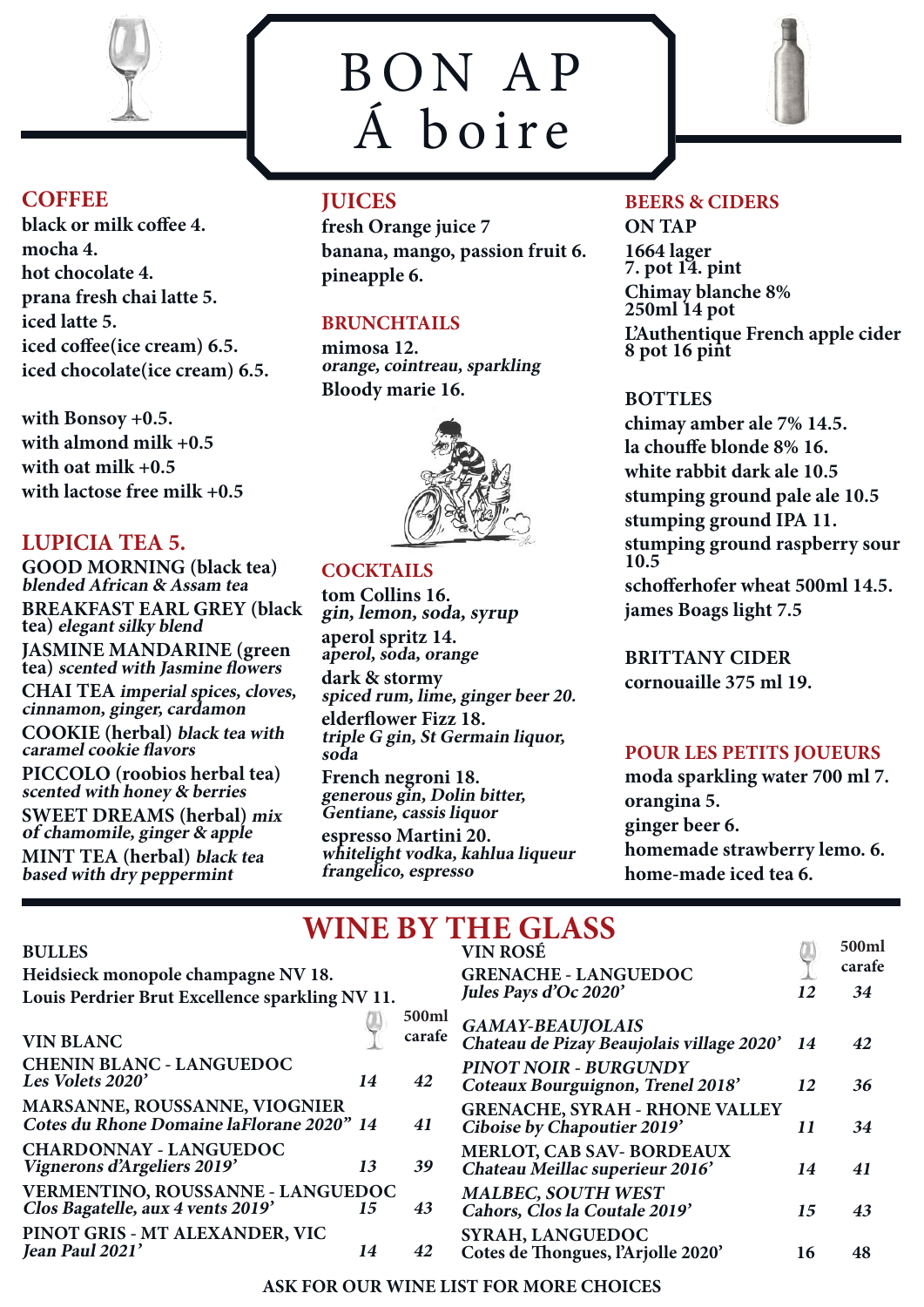# BON AP
# Á boire

## COFFEE

black or milk coffee 4.
mocha 4.
hot chocolate 4.
prana fresh chai latte 5.
iced latte 5.
iced coffee(ice cream) 6.5.
iced chocolate(ice cream) 6.5.

with Bonsoy +0.5.
with almond milk +0.5
with oat milk +0.5
with lactose free milk +0.5

## LUPICIA TEA 5.

GOOD MORNING (black tea) *blended African & Assam tea*
BREAKFAST EARL GREY (black tea) *elegant silky blend*
JASMINE MANDARINE (green tea) *scented with Jasmine flowers*
CHAI TEA *imperial spices, cloves, cinnamon, ginger, cardamon*
COOKIE (herbal) *black tea with caramel cookie flavors*
PICCOLO (roobios herbal tea) *scented with honey & berries*
SWEET DREAMS (herbal) *mix of chamomile, ginger & apple*
MINT TEA (herbal) *black tea based with dry peppermint*

## JUICES

fresh Orange juice 7
banana, mango, passion fruit 6.
pineapple 6.

## BRUNCHTAILS

mimosa 12.
*orange, cointreau, sparkling*
Bloody marie 16.

## COCKTAILS

tom Collins 16.
*gin, lemon, soda, syrup*
aperol spritz 14.
*aperol, soda, orange*
dark & stormy
*spiced rum, lime, ginger beer 20.*
elderflower Fizz 18.
*triple G gin, St Germain liquor, soda*
French negroni 18.
*generous gin, Dolin bitter, Gentiane, cassis liquor*
espresso Martini 20.
*whitelight vodka, kahlua liqueur frangelico, espresso*

## BEERS & CIDERS

ON TAP
1664 lager
7. pot 14. pint
Chimay blanche 8%
250ml 14 pot
L'Authentique French apple cider
8 pot 16 pint

BOTTLES
chimay amber ale 7% 14.5.
la chouffe blonde 8% 16.
white rabbit dark ale 10.5
stumping ground pale ale 10.5
stumping ground IPA 11.
stumping ground raspberry sour 10.5
schofferhofer wheat 500ml 14.5.
james Boags light 7.5

BRITTANY CIDER
cornouaille 375 ml 19.

## POUR LES PETITS JOUEURS

moda sparkling water 700 ml 7.
orangina 5.
ginger beer 6.
homemade strawberry lemo. 6.
home-made iced tea 6.

# WINE BY THE GLASS

### BULLES

Heidsieck monopole champagne NV 18.
Louis Perdrier Brut Excellence sparkling NV 11.

| VIN BLANC | Glass | 500ml carafe |
|---|---|---|
| CHENIN BLANC - LANGUEDOC *Les Volets 2020'* | *14* | *42* |
| MARSANNE, ROUSSANNE, VIOGNIER *Cotes du Rhone Domaine laFlorane 2020"* | *14* | *41* |
| CHARDONNAY - LANGUEDOC *Vignerons d'Argeliers 2019'* | *13* | *39* |
| VERMENTINO, ROUSSANNE - LANGUEDOC *Clos Bagatelle, aux 4 vents 2019'* | *15* | *43* |
| PINOT GRIS - MT ALEXANDER, VIC *Jean Paul 2021'* | *14* | *42* |

| VIN ROSÉ | Glass | 500ml carafe |
|---|---|---|
| GRENACHE - LANGUEDOC *Jules Pays d'Oc 2020'* | *12* | *34* |
| *GAMAY-BEAUJOLAIS* *Chateau de Pizay Beaujolais village 2020'* | *14* | *42* |
| *PINOT NOIR - BURGUNDY* *Coteaux Bourguignon, Trenel 2018'* | *12* | *36* |
| GRENACHE, SYRAH - RHONE VALLEY *Ciboise by Chapoutier 2019'* | *11* | *34* |
| MERLOT, CAB SAV- BORDEAUX *Chateau Meillac superieur 2016'* | *14* | *41* |
| *MALBEC, SOUTH WEST* *Cahors, Clos la Coutale 2019'* | *15* | *43* |
| SYRAH, LANGUEDOC Cotes de Thongues, l'Arjolle 2020' | 16 | 48 |

ASK FOR OUR WINE LIST FOR MORE CHOICES